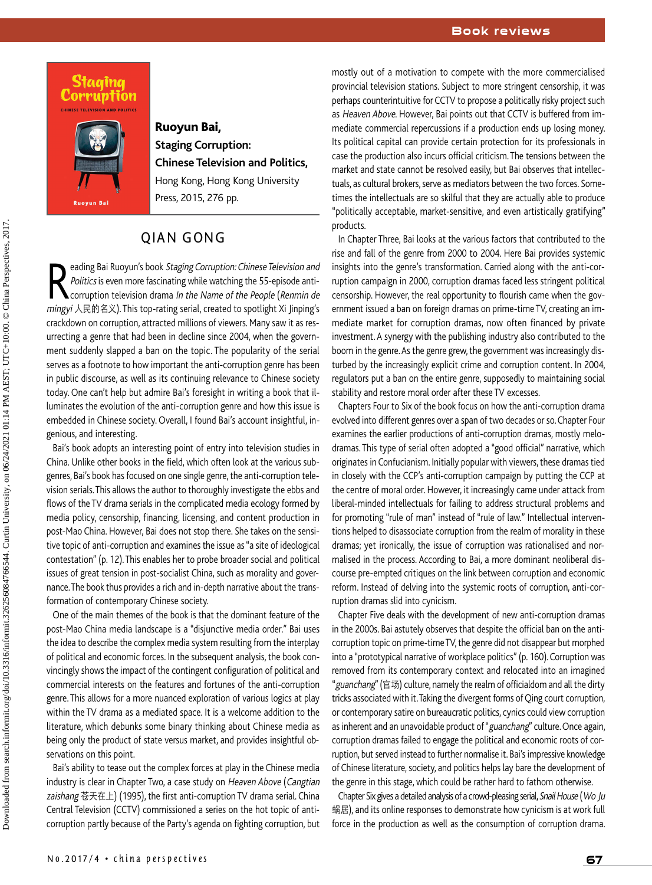**Ruoyun Bai,**
**Staging Corruption:**
**Chinese Television and Politics,**
Hong Kong, Hong Kong University Press, 2015, 276 pp.

## QIAN GONG

Reading Bai Ruoyun's book *Staging Corruption: Chinese Television and Politics* is even more fascinating while watching the 55-episode anti-corruption television drama *In the Name of the People* (*Renmin de mingyi* 人民的名义). This top-rating serial, created to spotlight Xi Jinping's crackdown on corruption, attracted millions of viewers. Many saw it as resurrecting a genre that had been in decline since 2004, when the government suddenly slapped a ban on the topic. The popularity of the serial serves as a footnote to how important the anti-corruption genre has been in public discourse, as well as its continuing relevance to Chinese society today. One can't help but admire Bai's foresight in writing a book that illuminates the evolution of the anti-corruption genre and how this issue is embedded in Chinese society. Overall, I found Bai's account insightful, ingenious, and interesting.

Bai's book adopts an interesting point of entry into television studies in China. Unlike other books in the field, which often look at the various subgenres, Bai's book has focused on one single genre, the anti-corruption television serials. This allows the author to thoroughly investigate the ebbs and flows of the TV drama serials in the complicated media ecology formed by media policy, censorship, financing, licensing, and content production in post-Mao China. However, Bai does not stop there. She takes on the sensitive topic of anti-corruption and examines the issue as "a site of ideological contestation" (p. 12). This enables her to probe broader social and political issues of great tension in post-socialist China, such as morality and governance. The book thus provides a rich and in-depth narrative about the transformation of contemporary Chinese society.

One of the main themes of the book is that the dominant feature of the post-Mao China media landscape is a "disjunctive media order." Bai uses the idea to describe the complex media system resulting from the interplay of political and economic forces. In the subsequent analysis, the book convincingly shows the impact of the contingent configuration of political and commercial interests on the features and fortunes of the anti-corruption genre. This allows for a more nuanced exploration of various logics at play within the TV drama as a mediated space. It is a welcome addition to the literature, which debunks some binary thinking about Chinese media as being only the product of state versus market, and provides insightful observations on this point.

Bai's ability to tease out the complex forces at play in the Chinese media industry is clear in Chapter Two, a case study on *Heaven Above* (*Cangtian zaishang* 苍天在上) (1995), the first anti-corruption TV drama serial. China Central Television (CCTV) commissioned a series on the hot topic of anti-corruption partly because of the Party's agenda on fighting corruption, but mostly out of a motivation to compete with the more commercialised provincial television stations. Subject to more stringent censorship, it was perhaps counterintuitive for CCTV to propose a politically risky project such as *Heaven Above*. However, Bai points out that CCTV is buffered from immediate commercial repercussions if a production ends up losing money. Its political capital can provide certain protection for its professionals in case the production also incurs official criticism. The tensions between the market and state cannot be resolved easily, but Bai observes that intellectuals, as cultural brokers, serve as mediators between the two forces. Sometimes the intellectuals are so skilful that they are actually able to produce "politically acceptable, market-sensitive, and even artistically gratifying" products.

In Chapter Three, Bai looks at the various factors that contributed to the rise and fall of the genre from 2000 to 2004. Here Bai provides systemic insights into the genre's transformation. Carried along with the anti-corruption campaign in 2000, corruption dramas faced less stringent political censorship. However, the real opportunity to flourish came when the government issued a ban on foreign dramas on prime-time TV, creating an immediate market for corruption dramas, now often financed by private investment. A synergy with the publishing industry also contributed to the boom in the genre. As the genre grew, the government was increasingly disturbed by the increasingly explicit crime and corruption content. In 2004, regulators put a ban on the entire genre, supposedly to maintaining social stability and restore moral order after these TV excesses.

Chapters Four to Six of the book focus on how the anti-corruption drama evolved into different genres over a span of two decades or so. Chapter Four examines the earlier productions of anti-corruption dramas, mostly melodramas. This type of serial often adopted a "good official" narrative, which originates in Confucianism. Initially popular with viewers, these dramas tied in closely with the CCP's anti-corruption campaign by putting the CCP at the centre of moral order. However, it increasingly came under attack from liberal-minded intellectuals for failing to address structural problems and for promoting "rule of man" instead of "rule of law." Intellectual interventions helped to disassociate corruption from the realm of morality in these dramas; yet ironically, the issue of corruption was rationalised and normalised in the process. According to Bai, a more dominant neoliberal discourse pre-empted critiques on the link between corruption and economic reform. Instead of delving into the systemic roots of corruption, anti-corruption dramas slid into cynicism.

Chapter Five deals with the development of new anti-corruption dramas in the 2000s. Bai astutely observes that despite the official ban on the anti-corruption topic on prime-time TV, the genre did not disappear but morphed into a "prototypical narrative of workplace politics" (p. 160). Corruption was removed from its contemporary context and relocated into an imagined "*guanchang*" (官场) culture, namely the realm of officialdom and all the dirty tricks associated with it. Taking the divergent forms of Qing court corruption, or contemporary satire on bureaucratic politics, cynics could view corruption as inherent and an unavoidable product of "*guanchang*" culture. Once again, corruption dramas failed to engage the political and economic roots of corruption, but served instead to further normalise it. Bai's impressive knowledge of Chinese literature, society, and politics helps lay bare the development of the genre in this stage, which could be rather hard to fathom otherwise.

Chapter Six gives a detailed analysis of a crowd-pleasing serial, *Snail House* (*Wo Ju* 蜗居), and its online responses to demonstrate how cynicism is at work full force in the production as well as the consumption of corruption drama.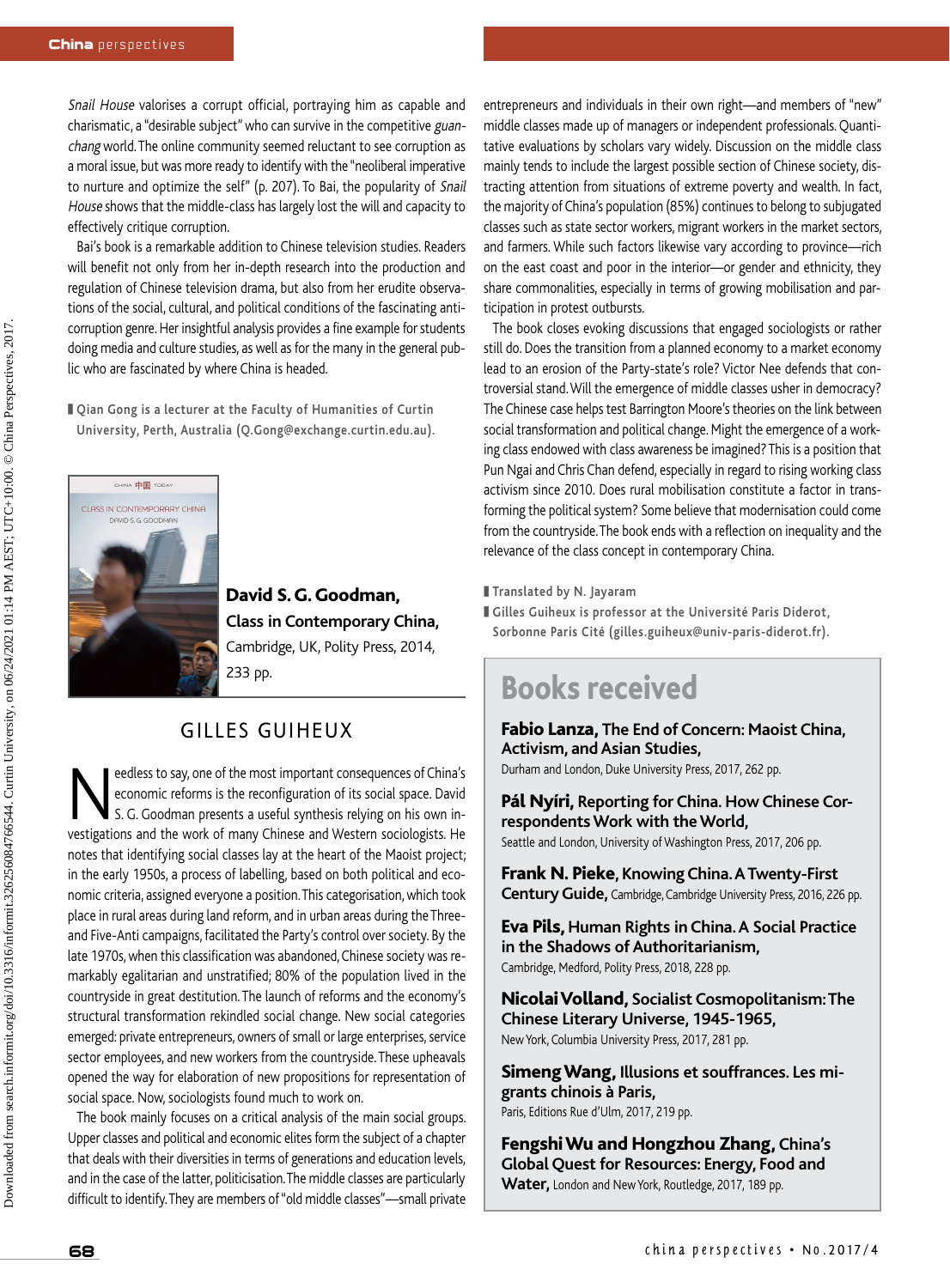*Snail House* valorises a corrupt official, portraying him as capable and charismatic, a "desirable subject" who can survive in the competitive *guanchang* world. The online community seemed reluctant to see corruption as a moral issue, but was more ready to identify with the "neoliberal imperative to nurture and optimize the self" (p. 207). To Bai, the popularity of *Snail House* shows that the middle-class has largely lost the will and capacity to effectively critique corruption.

Bai's book is a remarkable addition to Chinese television studies. Readers will benefit not only from her in-depth research into the production and regulation of Chinese television drama, but also from her erudite observations of the social, cultural, and political conditions of the fascinating anti-corruption genre. Her insightful analysis provides a fine example for students doing media and culture studies, as well as for the many in the general public who are fascinated by where China is headed.

▌Qian Gong is a lecturer at the Faculty of Humanities of Curtin University, Perth, Australia (Q.Gong@exchange.curtin.edu.au).

**David S. G. Goodman, Class in Contemporary China,** Cambridge, UK, Polity Press, 2014, 233 pp.

## GILLES GUIHEUX

Needless to say, one of the most important consequences of China's economic reforms is the reconfiguration of its social space. David S. G. Goodman presents a useful synthesis relying on his own investigations and the work of many Chinese and Western sociologists. He notes that identifying social classes lay at the heart of the Maoist project; in the early 1950s, a process of labelling, based on both political and economic criteria, assigned everyone a position. This categorisation, which took place in rural areas during land reform, and in urban areas during the Three- and Five-Anti campaigns, facilitated the Party's control over society. By the late 1970s, when this classification was abandoned, Chinese society was remarkably egalitarian and unstratified; 80% of the population lived in the countryside in great destitution. The launch of reforms and the economy's structural transformation rekindled social change. New social categories emerged: private entrepreneurs, owners of small or large enterprises, service sector employees, and new workers from the countryside. These upheavals opened the way for elaboration of new propositions for representation of social space. Now, sociologists found much to work on.

The book mainly focuses on a critical analysis of the main social groups. Upper classes and political and economic elites form the subject of a chapter that deals with their diversities in terms of generations and education levels, and in the case of the latter, politicisation. The middle classes are particularly difficult to identify. They are members of "old middle classes"—small private entrepreneurs and individuals in their own right—and members of "new" middle classes made up of managers or independent professionals. Quantitative evaluations by scholars vary widely. Discussion on the middle class mainly tends to include the largest possible section of Chinese society, distracting attention from situations of extreme poverty and wealth. In fact, the majority of China's population (85%) continues to belong to subjugated classes such as state sector workers, migrant workers in the market sectors, and farmers. While such factors likewise vary according to province—rich on the east coast and poor in the interior—or gender and ethnicity, they share commonalities, especially in terms of growing mobilisation and participation in protest outbursts.

The book closes evoking discussions that engaged sociologists or rather still do. Does the transition from a planned economy to a market economy lead to an erosion of the Party-state's role? Victor Nee defends that controversial stand. Will the emergence of middle classes usher in democracy? The Chinese case helps test Barrington Moore's theories on the link between social transformation and political change. Might the emergence of a working class endowed with class awareness be imagined? This is a position that Pun Ngai and Chris Chan defend, especially in regard to rising working class activism since 2010. Does rural mobilisation constitute a factor in transforming the political system? Some believe that modernisation could come from the countryside. The book ends with a reflection on inequality and the relevance of the class concept in contemporary China.

▌Translated by N. Jayaram

▌Gilles Guiheux is professor at the Université Paris Diderot, Sorbonne Paris Cité (gilles.guiheux@univ-paris-diderot.fr).

## Books received

**Fabio Lanza, The End of Concern: Maoist China, Activism, and Asian Studies,** Durham and London, Duke University Press, 2017, 262 pp.

**Pál Nyíri, Reporting for China. How Chinese Correspondents Work with the World,** Seattle and London, University of Washington Press, 2017, 206 pp.

**Frank N. Pieke, Knowing China. A Twenty-First Century Guide,** Cambridge, Cambridge University Press, 2016, 226 pp.

**Eva Pils, Human Rights in China. A Social Practice in the Shadows of Authoritarianism,** Cambridge, Medford, Polity Press, 2018, 228 pp.

**Nicolai Volland, Socialist Cosmopolitanism: The Chinese Literary Universe, 1945-1965,** New York, Columbia University Press, 2017, 281 pp.

**Simeng Wang, Illusions et souffrances. Les migrants chinois à Paris,** Paris, Editions Rue d'Ulm, 2017, 219 pp.

**Fengshi Wu and Hongzhou Zhang, China's Global Quest for Resources: Energy, Food and Water,** London and New York, Routledge, 2017, 189 pp.